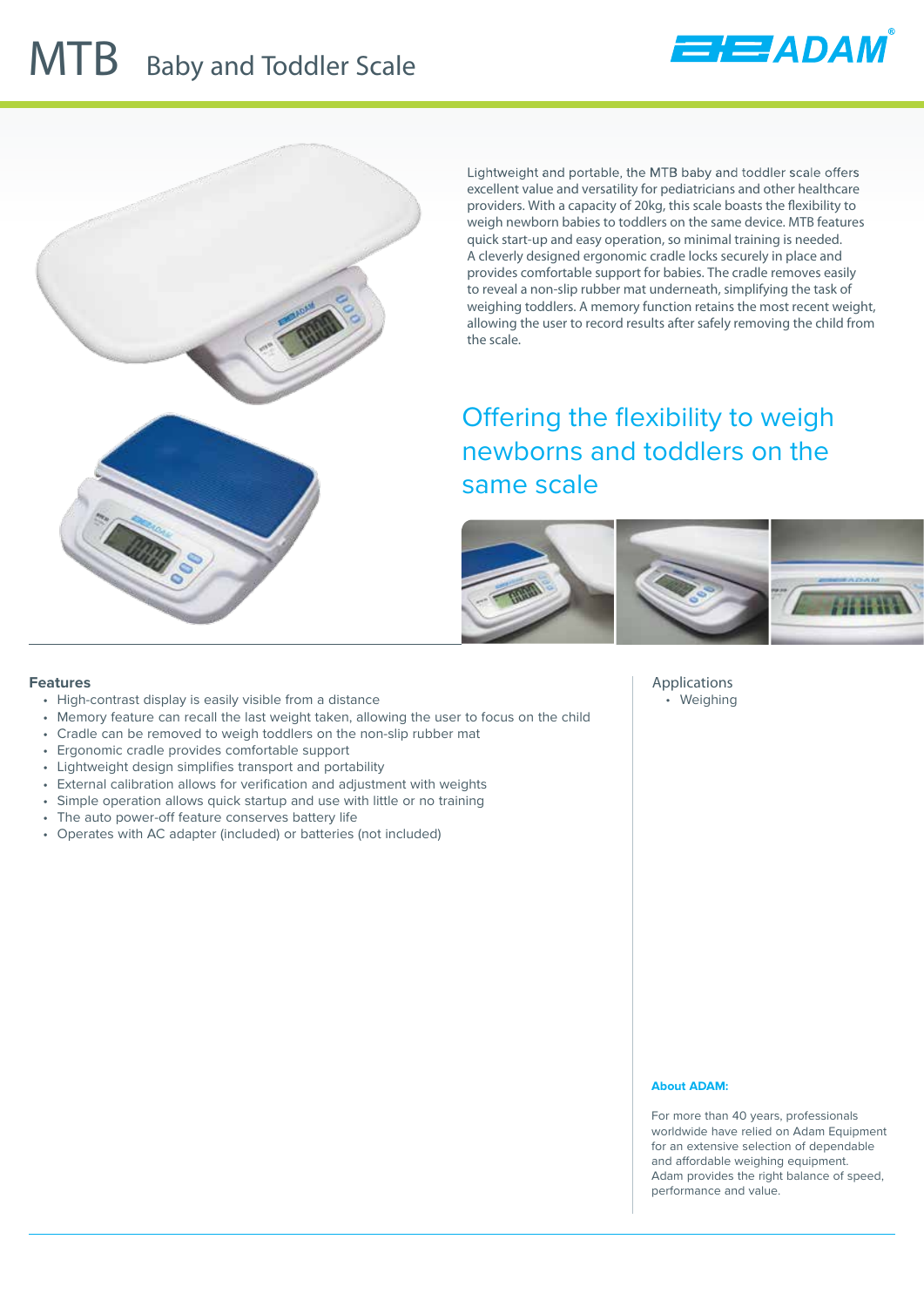# MTB Baby and Toddler Scale

Lightweight and portable, the MTB baby and toddler scale offers excellent value and versatility for pediatricians and other healthcare providers. With a capacity of 20kg, this scale boasts the flexibility to weigh newborn babies to toddlers on the same device. MTB features quick start-up and easy operation, so minimal training is needed. A cleverly designed ergonomic cradle locks securely in place and provides comfortable support for babies. The cradle removes easily to reveal a non-slip rubber mat underneath, simplifying the task of weighing toddlers. A memory function retains the most recent weight, allowing the user to record results after safely removing the child from the scale.

## Offering the flexibility to weigh newborns and toddlers on the same scale

### Features

- High-contrast display is easily visible from a distance
- Memory feature can recall the last weight taken, allowing the user to focus on the child
- Cradle can be removed to weigh toddlers on the non-slip rubber mat
- Ergonomic cradle provides comfortable support
- Lightweight design simplifies transport and portability
- External calibration allows for verification and adjustment with weights
- Simple operation allows quick startup and use with little or no training
- The auto power-off feature conserves battery life
- Operates with AC adapter (included) or batteries (not included)

### Applications

- Weighing

**About ADAM:**

For more than 40 years, professionals worldwide have relied on Adam Equipment for an extensive selection of dependable and affordable weighing equipment. Adam provides the right balance of speed, performance and value.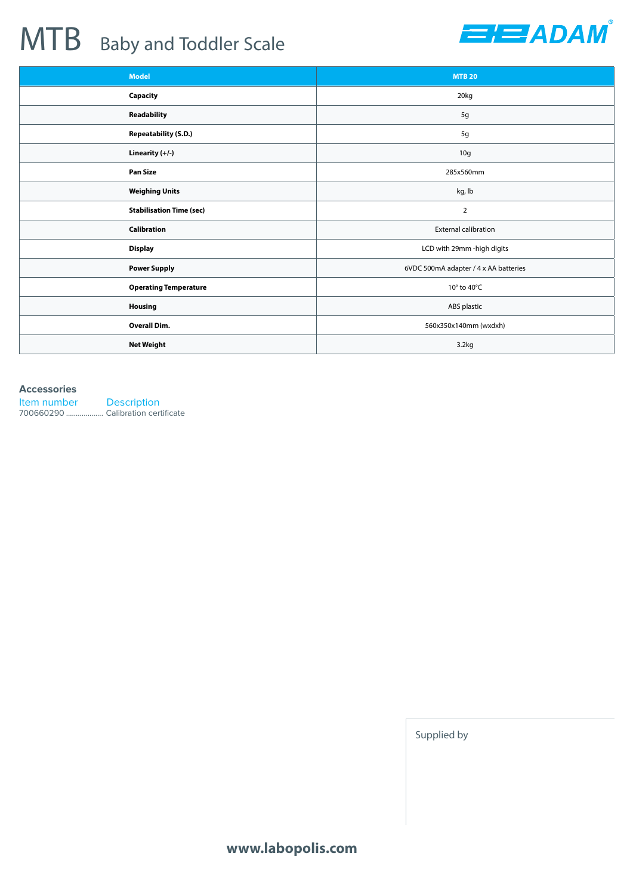# MTB Baby and Toddler Scale

ADAM

| Model | MTB 20 |
|---|---|
| Capacity | 20kg |
| Readability | 5g |
| Repeatability (S.D.) | 5g |
| Linearity (+/-) | 10g |
| Pan Size | 285x560mm |
| Weighing Units | kg, lb |
| Stabilisation Time (sec) | 2 |
| Calibration | External calibration |
| Display | LCD with 29mm -high digits |
| Power Supply | 6VDC 500mA adapter / 4 x AA batteries |
| Operating Temperature | 10° to 40°C |
| Housing | ABS plastic |
| Overall Dim. | 560x350x140mm (wxdxh) |
| Net Weight | 3.2kg |

### Accessories

| Item number | Description |
|---|---|
| 700660290 | Calibration certificate |

Supplied by

www.labopolis.com